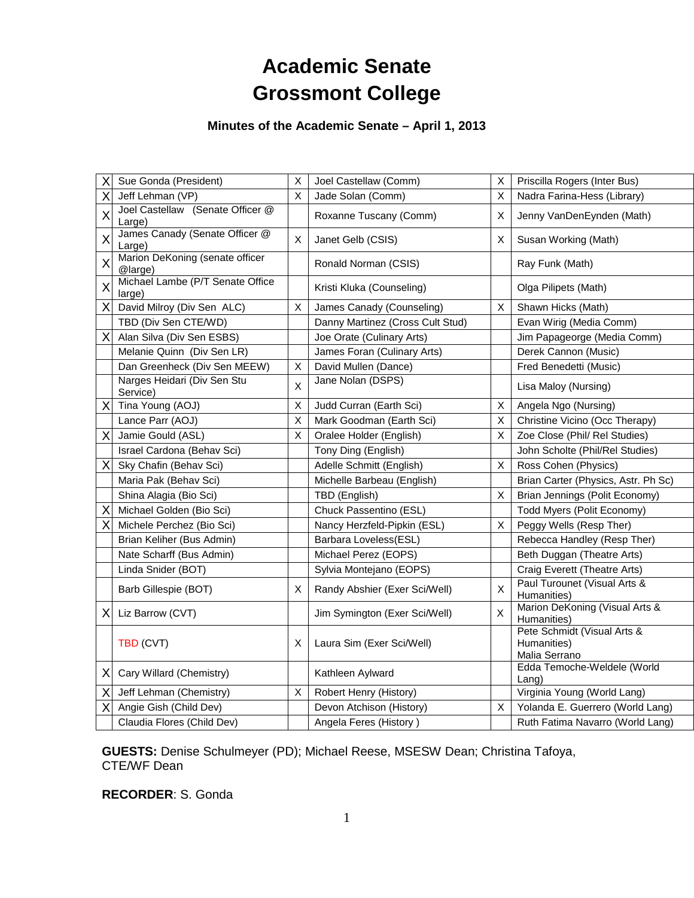# Academic Senate
# Grossmont College

**Minutes of the Academic Senate – April 1, 2013**

| | | | | | |
|---|---|---|---|---|---|
| X | Sue Gonda (President) | X | Joel Castellaw (Comm) | X | Priscilla Rogers (Inter Bus) |
| X | Jeff Lehman (VP) | X | Jade Solan (Comm) | X | Nadra Farina-Hess (Library) |
| X | Joel Castellaw (Senate Officer @ Large) | | Roxanne Tuscany (Comm) | X | Jenny VanDenEynden (Math) |
| X | James Canady (Senate Officer @ Large) | X | Janet Gelb (CSIS) | X | Susan Working (Math) |
| X | Marion DeKoning (senate officer @large) | | Ronald Norman (CSIS) | | Ray Funk (Math) |
| X | Michael Lambe (P/T Senate Office large) | | Kristi Kluka (Counseling) | | Olga Pilipets (Math) |
| X | David Milroy (Div Sen ALC) | X | James Canady (Counseling) | X | Shawn Hicks (Math) |
| | TBD (Div Sen CTE/WD) | | Danny Martinez (Cross Cult Stud) | | Evan Wirig (Media Comm) |
| X | Alan Silva (Div Sen ESBS) | | Joe Orate (Culinary Arts) | | Jim Papageorge (Media Comm) |
| | Melanie Quinn (Div Sen LR) | | James Foran (Culinary Arts) | | Derek Cannon (Music) |
| | Dan Greenheck (Div Sen MEEW) | X | David Mullen (Dance) | | Fred Benedetti (Music) |
| | Narges Heidari (Div Sen Stu Service) | X | Jane Nolan (DSPS) | | Lisa Maloy (Nursing) |
| X | Tina Young (AOJ) | X | Judd Curran (Earth Sci) | X | Angela Ngo (Nursing) |
| | Lance Parr (AOJ) | X | Mark Goodman (Earth Sci) | X | Christine Vicino (Occ Therapy) |
| X | Jamie Gould (ASL) | X | Oralee Holder (English) | X | Zoe Close (Phil/ Rel Studies) |
| | Israel Cardona (Behav Sci) | | Tony Ding (English) | | John Scholte (Phil/Rel Studies) |
| X | Sky Chafin (Behav Sci) | | Adelle Schmitt (English) | X | Ross Cohen (Physics) |
| | Maria Pak (Behav Sci) | | Michelle Barbeau (English) | | Brian Carter (Physics, Astr. Ph Sc) |
| | Shina Alagia (Bio Sci) | | TBD (English) | X | Brian Jennings (Polit Economy) |
| X | Michael Golden (Bio Sci) | | Chuck Passentino (ESL) | | Todd Myers (Polit Economy) |
| X | Michele Perchez (Bio Sci) | | Nancy Herzfeld-Pipkin (ESL) | X | Peggy Wells (Resp Ther) |
| | Brian Keliher (Bus Admin) | | Barbara Loveless(ESL) | | Rebecca Handley (Resp Ther) |
| | Nate Scharff (Bus Admin) | | Michael Perez (EOPS) | | Beth Duggan (Theatre Arts) |
| | Linda Snider (BOT) | | Sylvia Montejano (EOPS) | | Craig Everett (Theatre Arts) |
| | Barb Gillespie (BOT) | X | Randy Abshier (Exer Sci/Well) | X | Paul Turounet (Visual Arts & Humanities) |
| X | Liz Barrow (CVT) | | Jim Symington (Exer Sci/Well) | X | Marion DeKoning (Visual Arts & Humanities) |
| | TBD (CVT) | X | Laura Sim (Exer Sci/Well) | | Pete Schmidt (Visual Arts & Humanities) Malia Serrano |
| X | Cary Willard (Chemistry) | | Kathleen Aylward | | Edda Temoche-Weldele (World Lang) |
| X | Jeff Lehman (Chemistry) | X | Robert Henry (History) | | Virginia Young (World Lang) |
| X | Angie Gish (Child Dev) | | Devon Atchison (History) | X | Yolanda E. Guerrero (World Lang) |
| | Claudia Flores (Child Dev) | | Angela Feres (History ) | | Ruth Fatima Navarro (World Lang) |

**GUESTS:** Denise Schulmeyer (PD); Michael Reese, MSESW Dean; Christina Tafoya, CTE/WF Dean

**RECORDER**: S. Gonda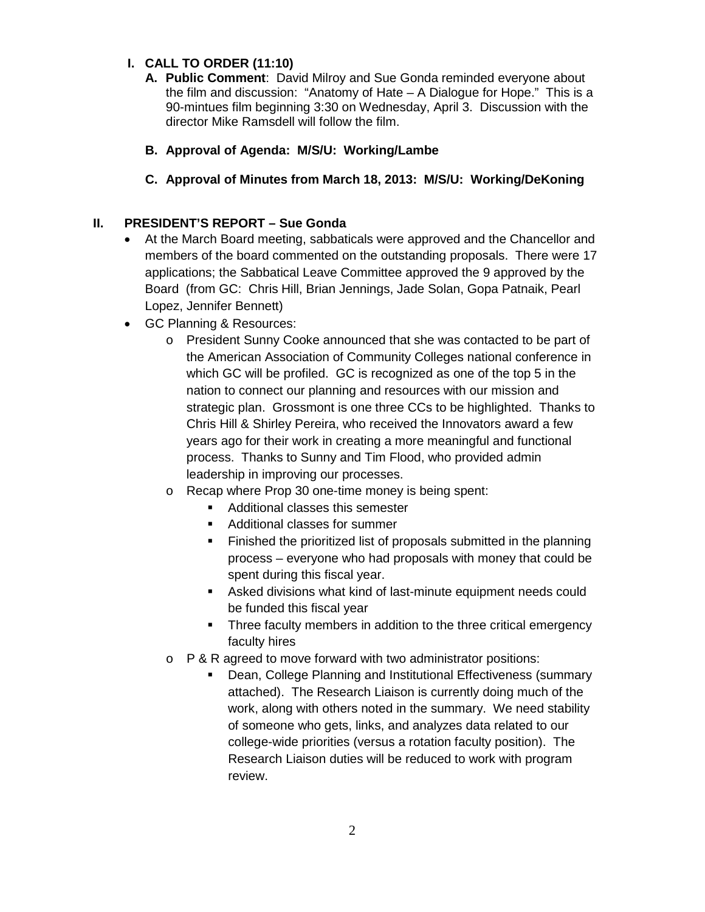## I. CALL TO ORDER (11:10)

**A. Public Comment**: David Milroy and Sue Gonda reminded everyone about the film and discussion: "Anatomy of Hate – A Dialogue for Hope." This is a 90-mintues film beginning 3:30 on Wednesday, April 3. Discussion with the director Mike Ramsdell will follow the film.

**B. Approval of Agenda: M/S/U: Working/Lambe**

**C. Approval of Minutes from March 18, 2013: M/S/U: Working/DeKoning**

## II. PRESIDENT'S REPORT – Sue Gonda

- At the March Board meeting, sabbaticals were approved and the Chancellor and members of the board commented on the outstanding proposals. There were 17 applications; the Sabbatical Leave Committee approved the 9 approved by the Board (from GC: Chris Hill, Brian Jennings, Jade Solan, Gopa Patnaik, Pearl Lopez, Jennifer Bennett)
- GC Planning & Resources:
  - President Sunny Cooke announced that she was contacted to be part of the American Association of Community Colleges national conference in which GC will be profiled. GC is recognized as one of the top 5 in the nation to connect our planning and resources with our mission and strategic plan. Grossmont is one three CCs to be highlighted. Thanks to Chris Hill & Shirley Pereira, who received the Innovators award a few years ago for their work in creating a more meaningful and functional process. Thanks to Sunny and Tim Flood, who provided admin leadership in improving our processes.
  - Recap where Prop 30 one-time money is being spent:
    - Additional classes this semester
    - Additional classes for summer
    - Finished the prioritized list of proposals submitted in the planning process – everyone who had proposals with money that could be spent during this fiscal year.
    - Asked divisions what kind of last-minute equipment needs could be funded this fiscal year
    - Three faculty members in addition to the three critical emergency faculty hires
  - P & R agreed to move forward with two administrator positions:
    - Dean, College Planning and Institutional Effectiveness (summary attached). The Research Liaison is currently doing much of the work, along with others noted in the summary. We need stability of someone who gets, links, and analyzes data related to our college-wide priorities (versus a rotation faculty position). The Research Liaison duties will be reduced to work with program review.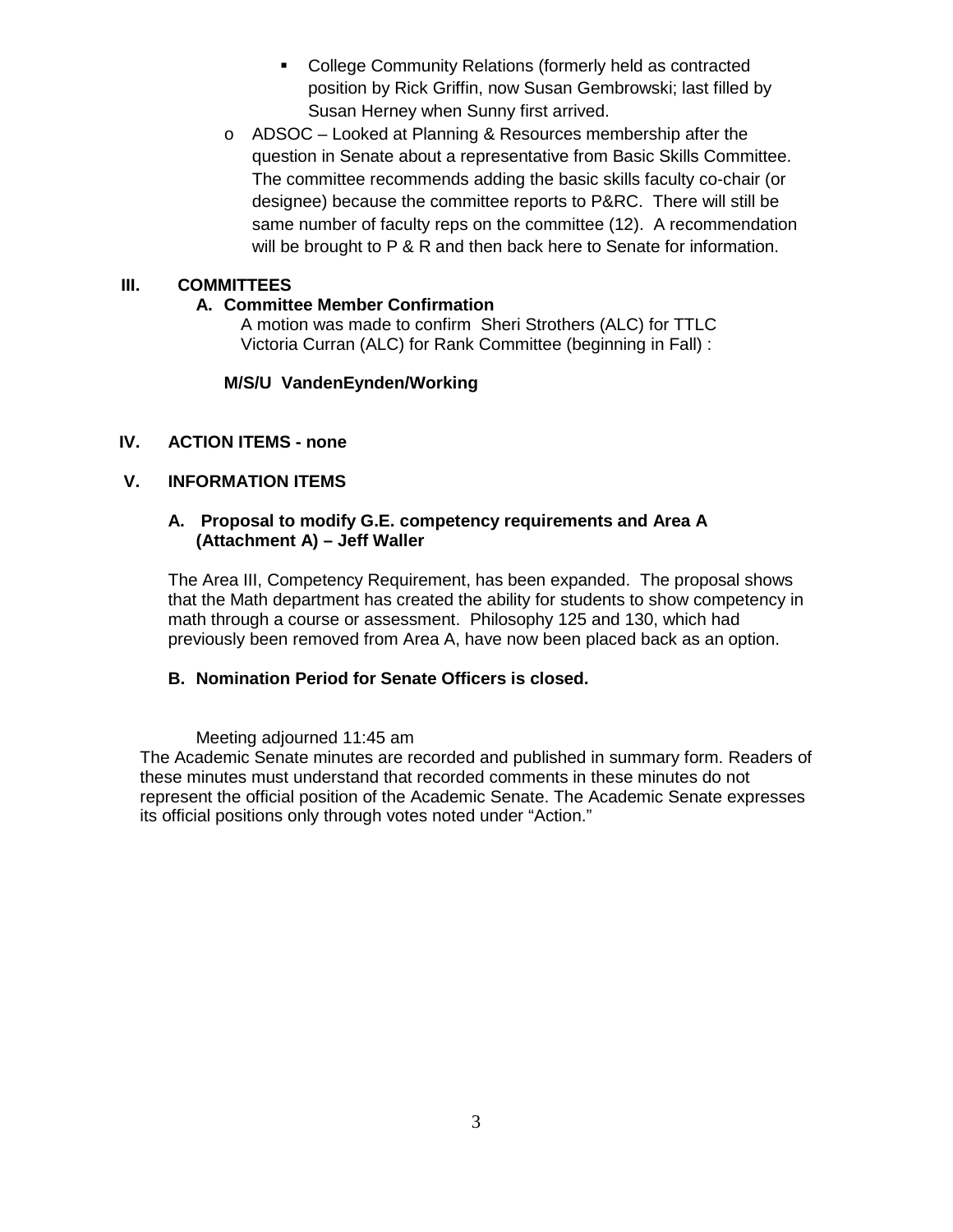- College Community Relations (formerly held as contracted position by Rick Griffin, now Susan Gembrowski; last filled by Susan Herney when Sunny first arrived.
    - ADSOC – Looked at Planning & Resources membership after the question in Senate about a representative from Basic Skills Committee. The committee recommends adding the basic skills faculty co-chair (or designee) because the committee reports to P&RC. There will still be same number of faculty reps on the committee (12). A recommendation will be brought to P & R and then back here to Senate for information.

## III. COMMITTEES

### A. Committee Member Confirmation

A motion was made to confirm Sheri Strothers (ALC) for TTLC
Victoria Curran (ALC) for Rank Committee (beginning in Fall) :

**M/S/U VandenEynden/Working**

## IV. ACTION ITEMS - none

## V. INFORMATION ITEMS

### A. Proposal to modify G.E. competency requirements and Area A (Attachment A) – Jeff Waller

The Area III, Competency Requirement, has been expanded. The proposal shows that the Math department has created the ability for students to show competency in math through a course or assessment. Philosophy 125 and 130, which had previously been removed from Area A, have now been placed back as an option.

### B. Nomination Period for Senate Officers is closed.

Meeting adjourned 11:45 am

The Academic Senate minutes are recorded and published in summary form. Readers of these minutes must understand that recorded comments in these minutes do not represent the official position of the Academic Senate. The Academic Senate expresses its official positions only through votes noted under "Action."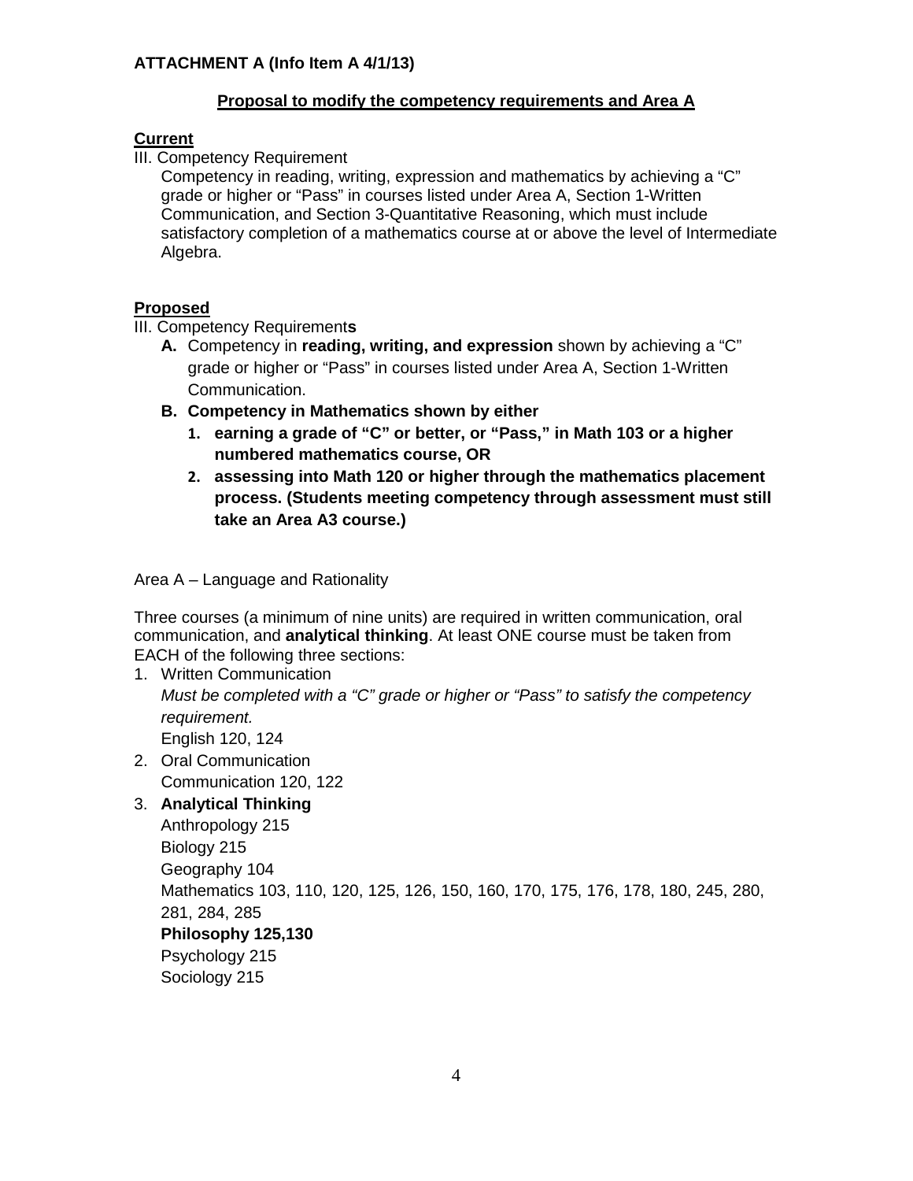**ATTACHMENT A (Info Item A 4/1/13)**

## Proposal to modify the competency requirements and Area A

**Current**

III. Competency Requirement

Competency in reading, writing, expression and mathematics by achieving a "C" grade or higher or "Pass" in courses listed under Area A, Section 1-Written Communication, and Section 3-Quantitative Reasoning, which must include satisfactory completion of a mathematics course at or above the level of Intermediate Algebra.

**Proposed**

III. Competency Requirement**s**

- **A.** Competency in **reading, writing, and expression** shown by achieving a "C" grade or higher or "Pass" in courses listed under Area A, Section 1-Written Communication.
- **B. Competency in Mathematics shown by either**
  1. **earning a grade of "C" or better, or "Pass," in Math 103 or a higher numbered mathematics course, OR**
  2. **assessing into Math 120 or higher through the mathematics placement process. (Students meeting competency through assessment must still take an Area A3 course.)**

Area A – Language and Rationality

Three courses (a minimum of nine units) are required in written communication, oral communication, and **analytical thinking**. At least ONE course must be taken from EACH of the following three sections:

1. Written Communication
   *Must be completed with a "C" grade or higher or "Pass" to satisfy the competency requirement.*
   English 120, 124
2. Oral Communication
   Communication 120, 122
3. **Analytical Thinking**
   Anthropology 215
   Biology 215
   Geography 104
   Mathematics 103, 110, 120, 125, 126, 150, 160, 170, 175, 176, 178, 180, 245, 280, 281, 284, 285
   **Philosophy 125,130**
   Psychology 215
   Sociology 215